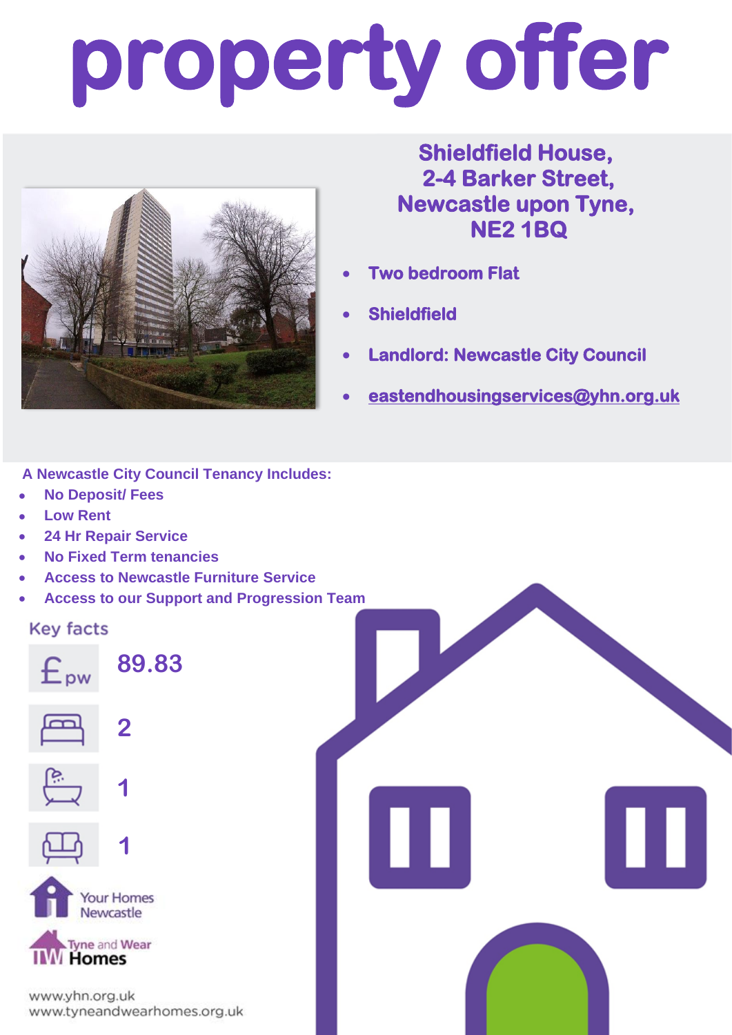# property offer

## Shieldfield House, 2-4 Barker Street, Newcastle upon Tyne, NE2 1BQ

- **Two bedroom Flat**
- **Shieldfield**
- **Landlord: Newcastle City Council**
- **eastendhousingservices@yhn.org.uk**

**A Newcastle City Council Tenancy Includes:**

- **No Deposit/ Fees**
- **Low Rent**
- **24 Hr Repair Service**
- **No Fixed Term tenancies**
- **Access to Newcastle Furniture Service**
- **Access to our Support and Progression Team**

### Key facts

| | |
|---|---|
| £ pw | 89.83 |
| Bedrooms | 2 |
| Bathrooms | 1 |
| Living rooms | 1 |

Your Homes Newcastle

Tyne and Wear Homes

www.yhn.org.uk
www.tyneandwearhomes.org.uk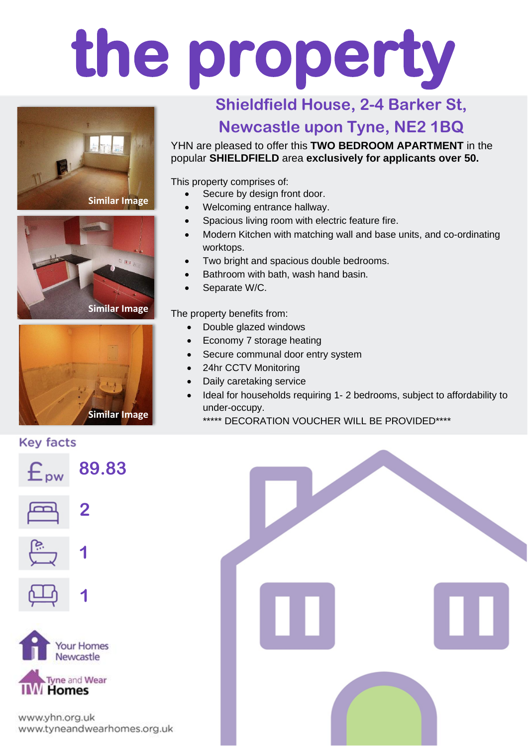# the property

## Shieldfield House, 2-4 Barker St, Newcastle upon Tyne, NE2 1BQ

Similar Image

Similar Image

Similar Image

YHN are pleased to offer this **TWO BEDROOM APARTMENT** in the popular **SHIELDFIELD** area **exclusively for applicants over 50.**

This property comprises of:

- Secure by design front door.
- Welcoming entrance hallway.
- Spacious living room with electric feature fire.
- Modern Kitchen with matching wall and base units, and co-ordinating worktops.
- Two bright and spacious double bedrooms.
- Bathroom with bath, wash hand basin.
- Separate W/C.

The property benefits from:

- Double glazed windows
- Economy 7 storage heating
- Secure communal door entry system
- 24hr CCTV Monitoring
- Daily caretaking service
- Ideal for households requiring 1- 2 bedrooms, subject to affordability to under-occupy.

  ***** DECORATION VOUCHER WILL BE PROVIDED****

### Key facts

| | |
|---|---|
| £ pw | 89.83 |
| Bedrooms | 2 |
| Bathrooms | 1 |
| Living rooms | 1 |

Your Homes Newcastle

Tyne and Wear Homes

www.yhn.org.uk
www.tyneandwearhomes.org.uk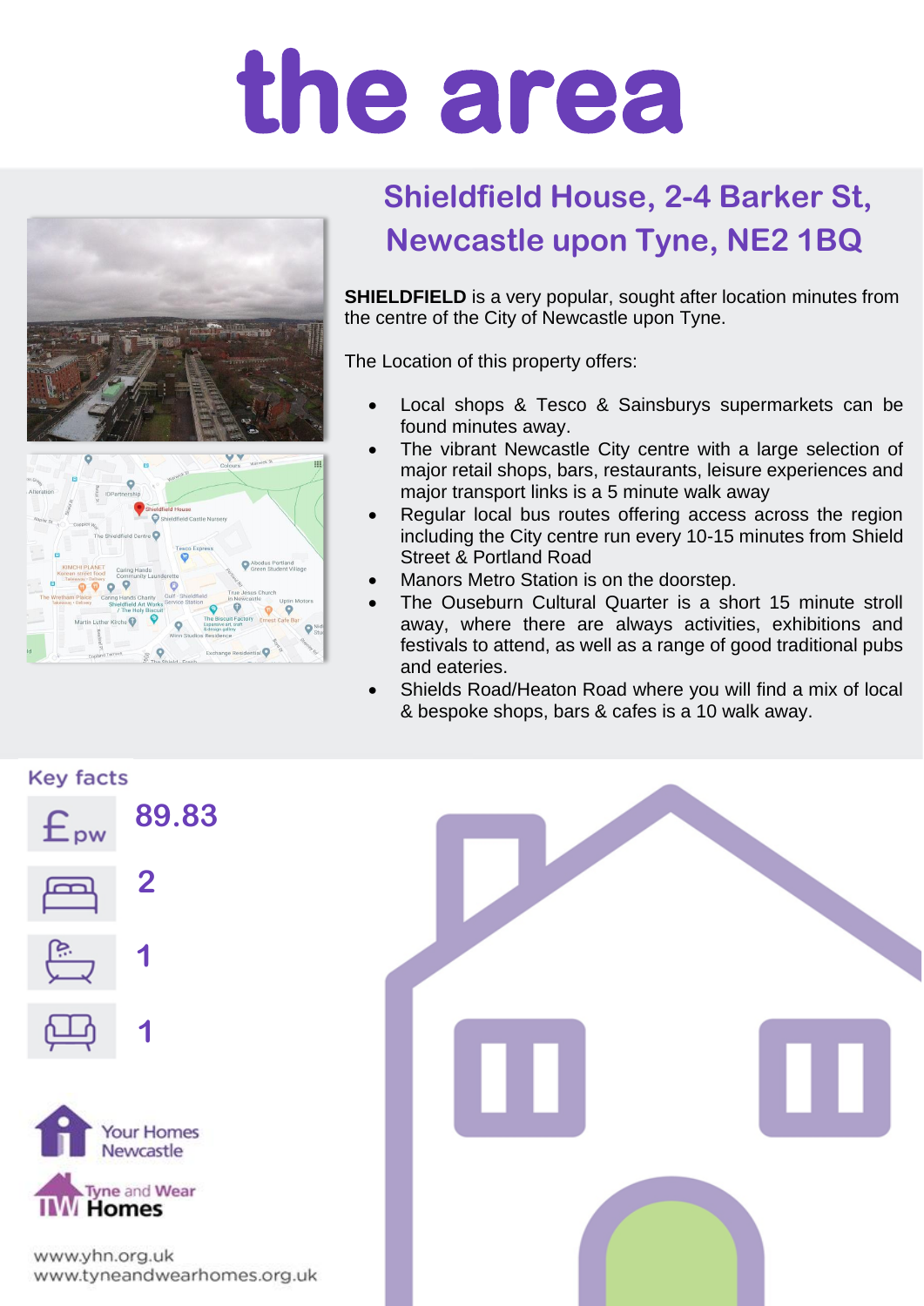# the area

## Shieldfield House, 2-4 Barker St, Newcastle upon Tyne, NE2 1BQ

**SHIELDFIELD** is a very popular, sought after location minutes from the centre of the City of Newcastle upon Tyne.

The Location of this property offers:

- Local shops & Tesco & Sainsburys supermarkets can be found minutes away.
- The vibrant Newcastle City centre with a large selection of major retail shops, bars, restaurants, leisure experiences and major transport links is a 5 minute walk away
- Regular local bus routes offering access across the region including the City centre run every 10-15 minutes from Shield Street & Portland Road
- Manors Metro Station is on the doorstep.
- The Ouseburn Cultural Quarter is a short 15 minute stroll away, where there are always activities, exhibitions and festivals to attend, as well as a range of good traditional pubs and eateries.
- Shields Road/Heaton Road where you will find a mix of local & bespoke shops, bars & cafes is a 10 walk away.

### Key facts

| | |
|---|---|
| £ pw | 89.83 |
| Bedrooms | 2 |
| Bathrooms | 1 |
| Living rooms | 1 |

Your Homes Newcastle

Tyne and Wear Homes

www.yhn.org.uk
www.tyneandwearhomes.org.uk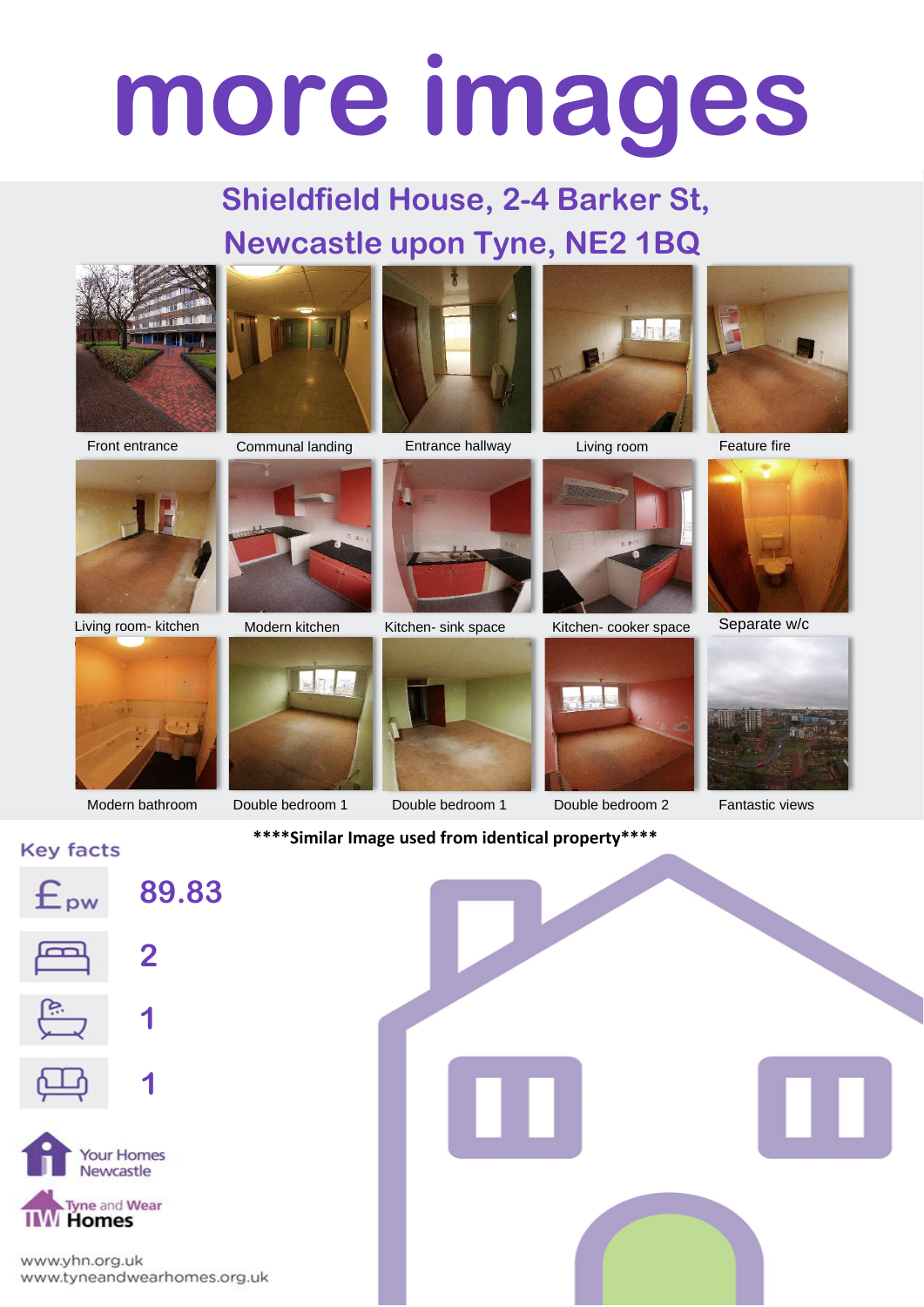# more images

## Shieldfield House, 2-4 Barker St, Newcastle upon Tyne, NE2 1BQ

Front entrance

Communal landing

Entrance hallway

Living room

Feature fire

Living room- kitchen

Modern kitchen

Kitchen- sink space

Kitchen- cooker space

Separate w/c

Modern bathroom

Double bedroom 1

Double bedroom 1

Double bedroom 2

Fantastic views

**\*\*\*\*Similar Image used from identical property\*\*\*\***

### Key facts

| | |
|---|---|
| £pw | 89.83 |
| Bedrooms | 2 |
| Bathrooms | 1 |
| Living rooms | 1 |

Your Homes Newcastle

Tyne and Wear Homes

www.yhn.org.uk
www.tyneandwearhomes.org.uk